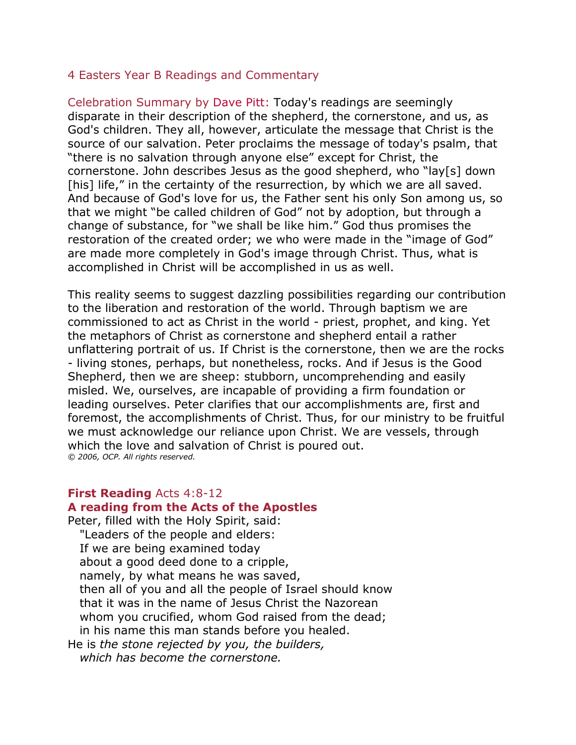# 4 Easters Year B Readings and Commentary

Celebration Summary by Dave Pitt: Today's readings are seemingly disparate in their description of the shepherd, the cornerstone, and us, as God's children. They all, however, articulate the message that Christ is the source of our salvation. Peter proclaims the message of today's psalm, that "there is no salvation through anyone else" except for Christ, the cornerstone. John describes Jesus as the good shepherd, who "lay[s] down [his] life," in the certainty of the resurrection, by which we are all saved. And because of God's love for us, the Father sent his only Son among us, so that we might "be called children of God" not by adoption, but through a change of substance, for "we shall be like him." God thus promises the restoration of the created order; we who were made in the "image of God" are made more completely in God's image through Christ. Thus, what is accomplished in Christ will be accomplished in us as well.

This reality seems to suggest dazzling possibilities regarding our contribution to the liberation and restoration of the world. Through baptism we are commissioned to act as Christ in the world - priest, prophet, and king. Yet the metaphors of Christ as cornerstone and shepherd entail a rather unflattering portrait of us. If Christ is the cornerstone, then we are the rocks - living stones, perhaps, but nonetheless, rocks. And if Jesus is the Good Shepherd, then we are sheep: stubborn, uncomprehending and easily misled. We, ourselves, are incapable of providing a firm foundation or leading ourselves. Peter clarifies that our accomplishments are, first and foremost, the accomplishments of Christ. Thus, for our ministry to be fruitful we must acknowledge our reliance upon Christ. We are vessels, through which the love and salvation of Christ is poured out.
*© 2006, OCP. All rights reserved.*

**First Reading** Acts 4:8-12
**A reading from the Acts of the Apostles**
Peter, filled with the Holy Spirit, said:
"Leaders of the people and elders:
If we are being examined today
about a good deed done to a cripple,
namely, by what means he was saved,
then all of you and all the people of Israel should know
that it was in the name of Jesus Christ the Nazorean
whom you crucified, whom God raised from the dead;
in his name this man stands before you healed.
He is *the stone rejected by you, the builders,*
*which has become the cornerstone.*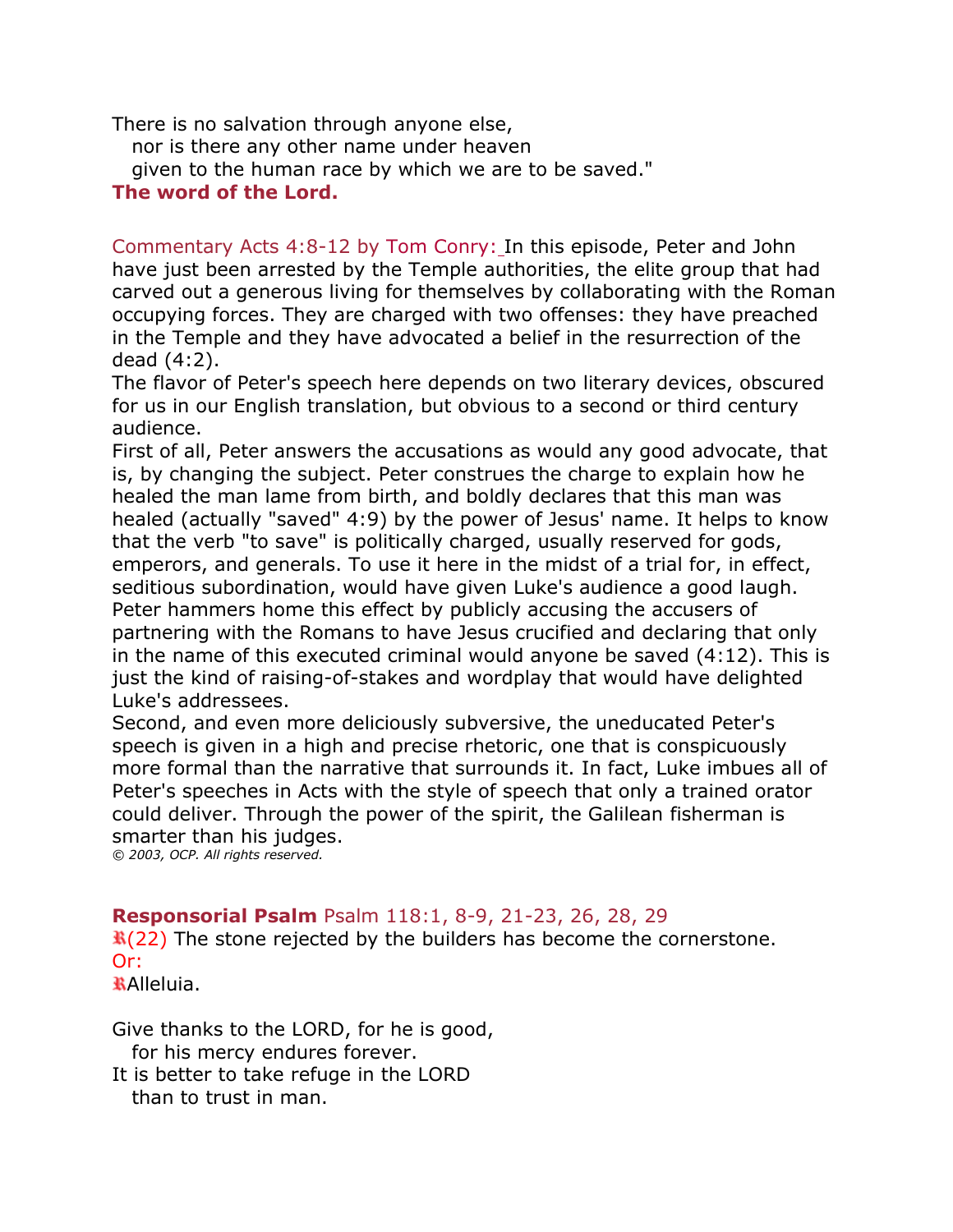There is no salvation through anyone else,
  nor is there any other name under heaven
  given to the human race by which we are to be saved."

**The word of the Lord.**

Commentary Acts 4:8-12 by Tom Conry: In this episode, Peter and John have just been arrested by the Temple authorities, the elite group that had carved out a generous living for themselves by collaborating with the Roman occupying forces. They are charged with two offenses: they have preached in the Temple and they have advocated a belief in the resurrection of the dead (4:2).

The flavor of Peter's speech here depends on two literary devices, obscured for us in our English translation, but obvious to a second or third century audience.

First of all, Peter answers the accusations as would any good advocate, that is, by changing the subject. Peter construes the charge to explain how he healed the man lame from birth, and boldly declares that this man was healed (actually "saved" 4:9) by the power of Jesus' name. It helps to know that the verb "to save" is politically charged, usually reserved for gods, emperors, and generals. To use it here in the midst of a trial for, in effect, seditious subordination, would have given Luke's audience a good laugh. Peter hammers home this effect by publicly accusing the accusers of partnering with the Romans to have Jesus crucified and declaring that only in the name of this executed criminal would anyone be saved (4:12). This is just the kind of raising-of-stakes and wordplay that would have delighted Luke's addressees.

Second, and even more deliciously subversive, the uneducated Peter's speech is given in a high and precise rhetoric, one that is conspicuously more formal than the narrative that surrounds it. In fact, Luke imbues all of Peter's speeches in Acts with the style of speech that only a trained orator could deliver. Through the power of the spirit, the Galilean fisherman is smarter than his judges.

*© 2003, OCP. All rights reserved.*

**Responsorial Psalm** Psalm 118:1, 8-9, 21-23, 26, 28, 29

℟(22) The stone rejected by the builders has become the cornerstone.

Or:

℟Alleluia.

Give thanks to the LORD, for he is good,
  for his mercy endures forever.
It is better to take refuge in the LORD
  than to trust in man.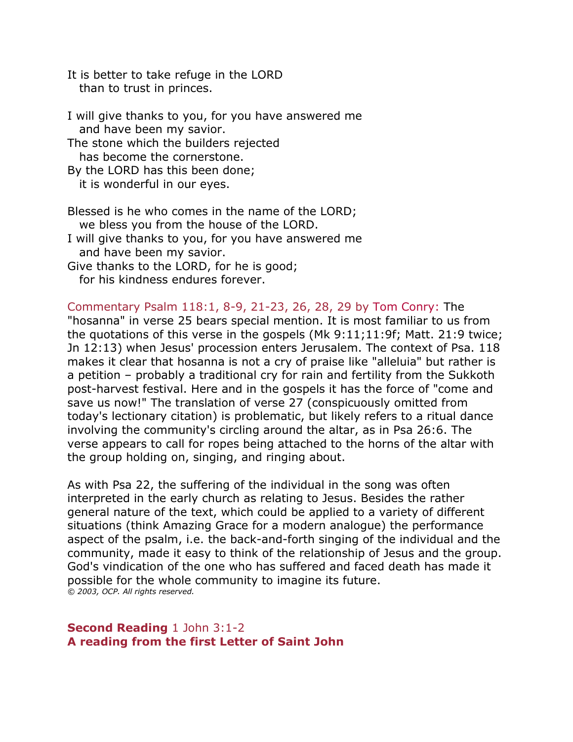It is better to take refuge in the LORD
  than to trust in princes.

I will give thanks to you, for you have answered me
  and have been my savior.
The stone which the builders rejected
  has become the cornerstone.
By the LORD has this been done;
  it is wonderful in our eyes.

Blessed is he who comes in the name of the LORD;
  we bless you from the house of the LORD.
I will give thanks to you, for you have answered me
  and have been my savior.
Give thanks to the LORD, for he is good;
  for his kindness endures forever.

Commentary Psalm 118:1, 8-9, 21-23, 26, 28, 29 by Tom Conry: The "hosanna" in verse 25 bears special mention. It is most familiar to us from the quotations of this verse in the gospels (Mk 9:11;11:9f; Matt. 21:9 twice; Jn 12:13) when Jesus' procession enters Jerusalem. The context of Psa. 118 makes it clear that hosanna is not a cry of praise like "alleluia" but rather is a petition – probably a traditional cry for rain and fertility from the Sukkoth post-harvest festival. Here and in the gospels it has the force of "come and save us now!" The translation of verse 27 (conspicuously omitted from today's lectionary citation) is problematic, but likely refers to a ritual dance involving the community's circling around the altar, as in Psa 26:6. The verse appears to call for ropes being attached to the horns of the altar with the group holding on, singing, and ringing about.

As with Psa 22, the suffering of the individual in the song was often interpreted in the early church as relating to Jesus. Besides the rather general nature of the text, which could be applied to a variety of different situations (think Amazing Grace for a modern analogue) the performance aspect of the psalm, i.e. the back-and-forth singing of the individual and the community, made it easy to think of the relationship of Jesus and the group. God's vindication of the one who has suffered and faced death has made it possible for the whole community to imagine its future.
*© 2003, OCP. All rights reserved.*

**Second Reading** 1 John 3:1-2
**A reading from the first Letter of Saint John**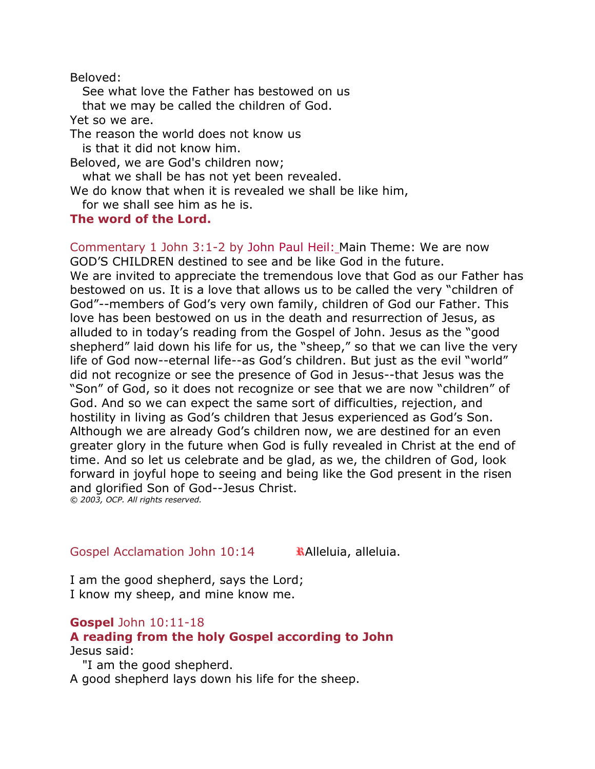Beloved:
See what love the Father has bestowed on us
that we may be called the children of God.
Yet so we are.
The reason the world does not know us
is that it did not know him.
Beloved, we are God's children now;
what we shall be has not yet been revealed.
We do know that when it is revealed we shall be like him,
for we shall see him as he is.
**The word of the Lord.**

Commentary 1 John 3:1-2 by John Paul Heil: Main Theme: We are now GOD'S CHILDREN destined to see and be like God in the future.
We are invited to appreciate the tremendous love that God as our Father has bestowed on us. It is a love that allows us to be called the very "children of God"--members of God's very own family, children of God our Father. This love has been bestowed on us in the death and resurrection of Jesus, as alluded to in today's reading from the Gospel of John. Jesus as the "good shepherd" laid down his life for us, the "sheep," so that we can live the very life of God now--eternal life--as God's children. But just as the evil "world" did not recognize or see the presence of God in Jesus--that Jesus was the "Son" of God, so it does not recognize or see that we are now "children" of God. And so we can expect the same sort of difficulties, rejection, and hostility in living as God's children that Jesus experienced as God's Son. Although we are already God's children now, we are destined for an even greater glory in the future when God is fully revealed in Christ at the end of time. And so let us celebrate and be glad, as we, the children of God, look forward in joyful hope to seeing and being like the God present in the risen and glorified Son of God--Jesus Christ.
*© 2003, OCP. All rights reserved.*

Gospel Acclamation John 10:14 ℟Alleluia, alleluia.

I am the good shepherd, says the Lord;
I know my sheep, and mine know me.

**Gospel** John 10:11-18
**A reading from the holy Gospel according to John**
Jesus said:
"I am the good shepherd.
A good shepherd lays down his life for the sheep.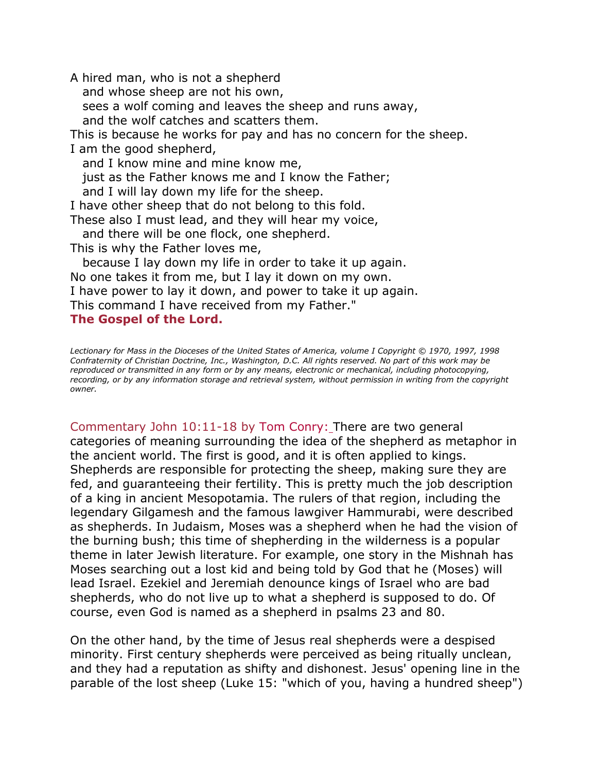A hired man, who is not a shepherd  
and whose sheep are not his own,  
sees a wolf coming and leaves the sheep and runs away,  
and the wolf catches and scatters them.  
This is because he works for pay and has no concern for the sheep.  
I am the good shepherd,  
and I know mine and mine know me,  
just as the Father knows me and I know the Father;  
and I will lay down my life for the sheep.  
I have other sheep that do not belong to this fold.  
These also I must lead, and they will hear my voice,  
and there will be one flock, one shepherd.  
This is why the Father loves me,  
because I lay down my life in order to take it up again.  
No one takes it from me, but I lay it down on my own.  
I have power to lay it down, and power to take it up again.  
This command I have received from my Father."  
**The Gospel of the Lord.**

*Lectionary for Mass in the Dioceses of the United States of America, volume I Copyright © 1970, 1997, 1998 Confraternity of Christian Doctrine, Inc., Washington, D.C. All rights reserved. No part of this work may be reproduced or transmitted in any form or by any means, electronic or mechanical, including photocopying, recording, or by any information storage and retrieval system, without permission in writing from the copyright owner.*

Commentary John 10:11-18 by Tom Conry: There are two general categories of meaning surrounding the idea of the shepherd as metaphor in the ancient world. The first is good, and it is often applied to kings. Shepherds are responsible for protecting the sheep, making sure they are fed, and guaranteeing their fertility. This is pretty much the job description of a king in ancient Mesopotamia. The rulers of that region, including the legendary Gilgamesh and the famous lawgiver Hammurabi, were described as shepherds. In Judaism, Moses was a shepherd when he had the vision of the burning bush; this time of shepherding in the wilderness is a popular theme in later Jewish literature. For example, one story in the Mishnah has Moses searching out a lost kid and being told by God that he (Moses) will lead Israel. Ezekiel and Jeremiah denounce kings of Israel who are bad shepherds, who do not live up to what a shepherd is supposed to do. Of course, even God is named as a shepherd in psalms 23 and 80.

On the other hand, by the time of Jesus real shepherds were a despised minority. First century shepherds were perceived as being ritually unclean, and they had a reputation as shifty and dishonest. Jesus' opening line in the parable of the lost sheep (Luke 15: "which of you, having a hundred sheep")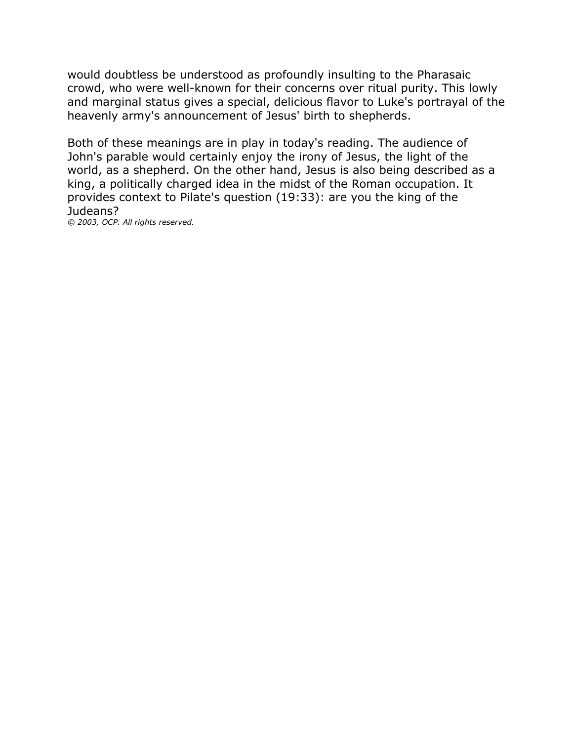would doubtless be understood as profoundly insulting to the Pharasaic crowd, who were well-known for their concerns over ritual purity. This lowly and marginal status gives a special, delicious flavor to Luke's portrayal of the heavenly army's announcement of Jesus' birth to shepherds.

Both of these meanings are in play in today's reading. The audience of John's parable would certainly enjoy the irony of Jesus, the light of the world, as a shepherd. On the other hand, Jesus is also being described as a king, a politically charged idea in the midst of the Roman occupation. It provides context to Pilate's question (19:33): are you the king of the Judeans?

*© 2003, OCP. All rights reserved.*